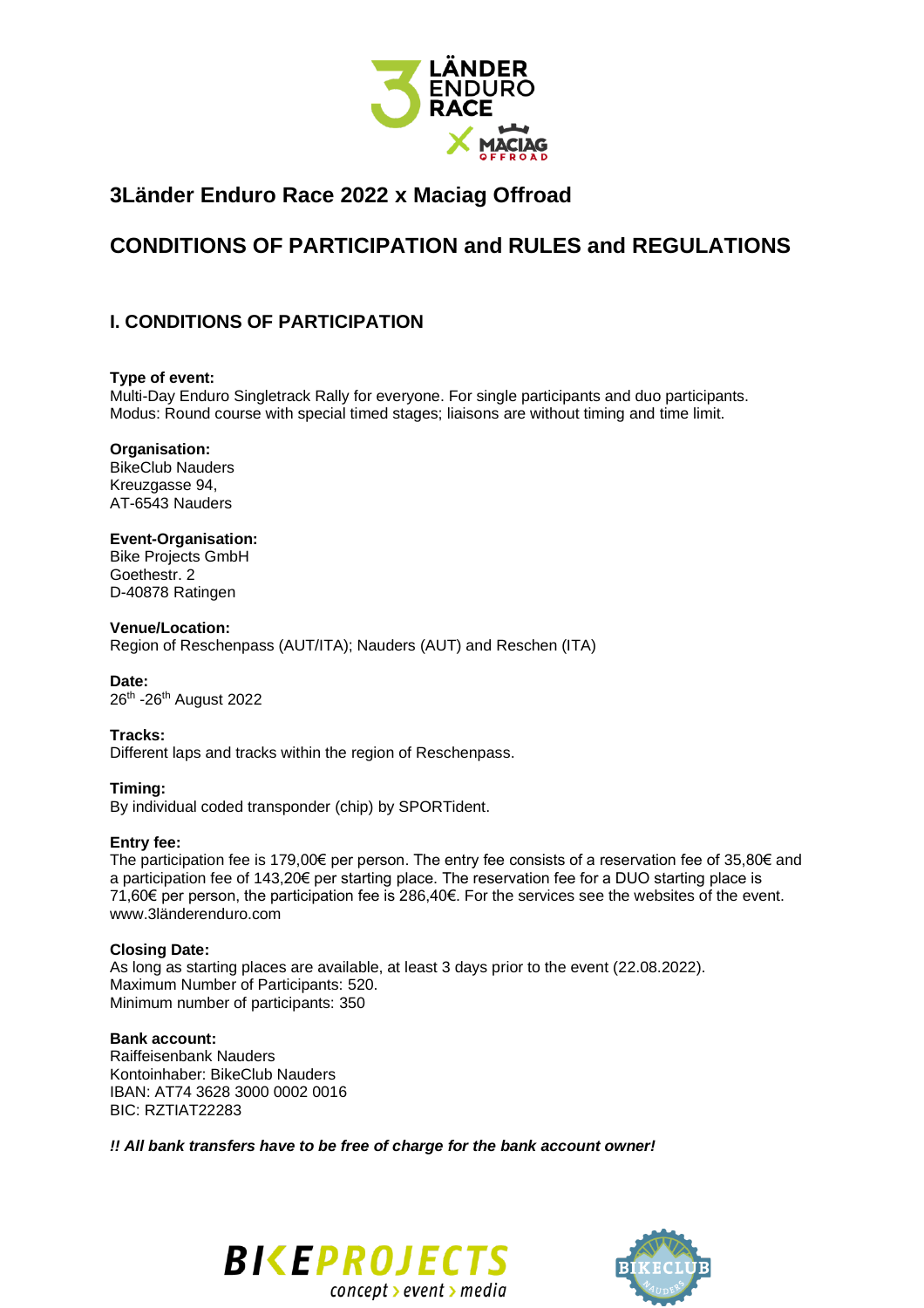# 3Länder Enduro Race 2022 x Maciag Offroad

# CONDITIONS OF PARTICIPATION and RULES and REGULATIONS

## I. CONDITIONS OF PARTICIPATION

**Type of event:**
Multi-Day Enduro Singletrack Rally for everyone. For single participants and duo participants.
Modus: Round course with special timed stages; liaisons are without timing and time limit.

**Organisation:**
BikeClub Nauders
Kreuzgasse 94,
AT-6543 Nauders

**Event-Organisation:**
Bike Projects GmbH
Goethestr. 2
D-40878 Ratingen

**Venue/Location:**
Region of Reschenpass (AUT/ITA); Nauders (AUT) and Reschen (ITA)

**Date:**
26th -26th August 2022

**Tracks:**
Different laps and tracks within the region of Reschenpass.

**Timing:**
By individual coded transponder (chip) by SPORTident.

**Entry fee:**
The participation fee is 179,00€ per person. The entry fee consists of a reservation fee of 35,80€ and a participation fee of 143,20€ per starting place. The reservation fee for a DUO starting place is 71,60€ per person, the participation fee is 286,40€. For the services see the websites of the event. www.3länderenduro.com

**Closing Date:**
As long as starting places are available, at least 3 days prior to the event (22.08.2022).
Maximum Number of Participants: 520.
Minimum number of participants: 350

**Bank account:**
Raiffeisenbank Nauders
Kontoinhaber: BikeClub Nauders
IBAN: AT74 3628 3000 0002 0016
BIC: RZTIAT22283

***!! All bank transfers have to be free of charge for the bank account owner!***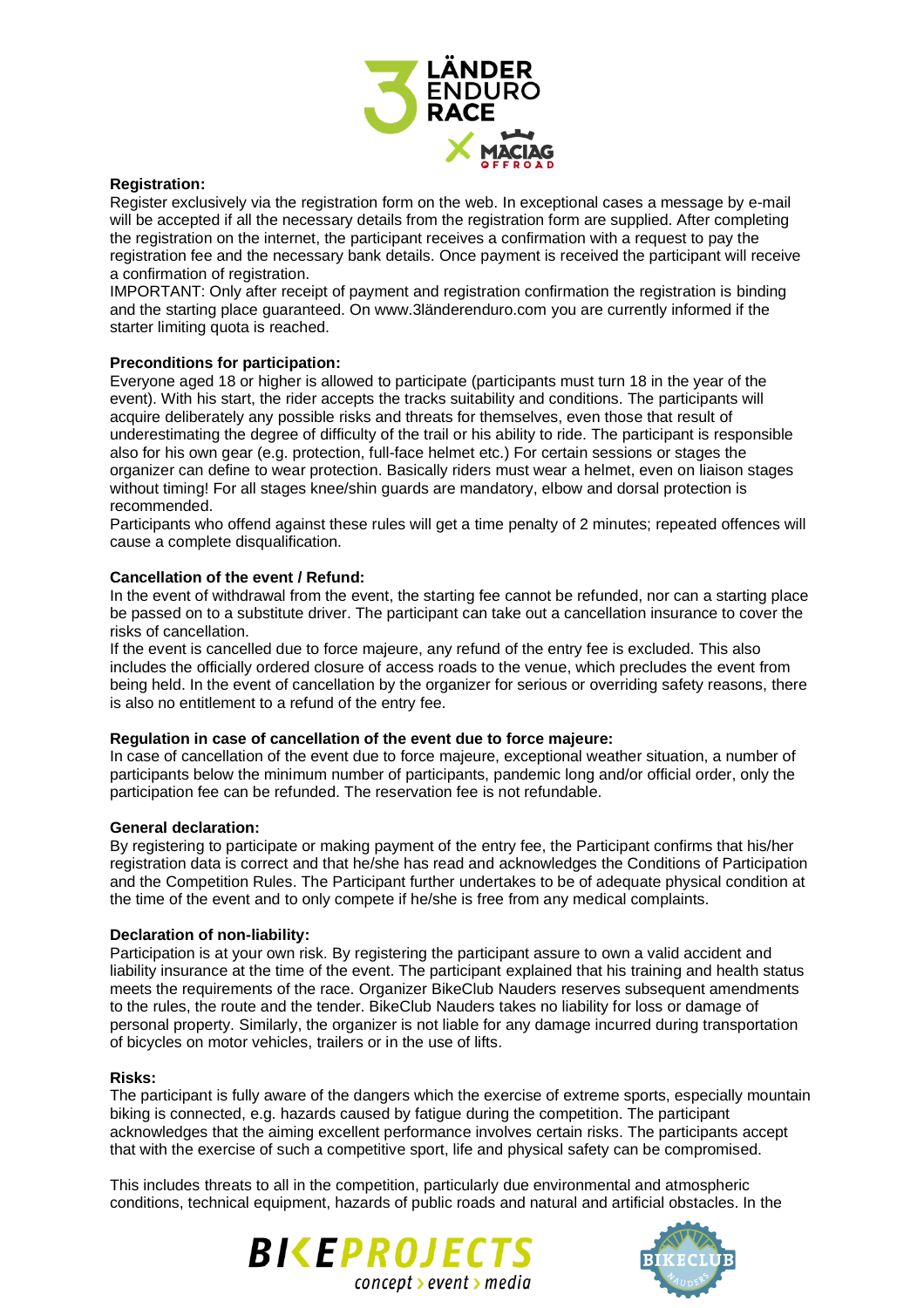**Registration:**
Register exclusively via the registration form on the web. In exceptional cases a message by e-mail will be accepted if all the necessary details from the registration form are supplied. After completing the registration on the internet, the participant receives a confirmation with a request to pay the registration fee and the necessary bank details. Once payment is received the participant will receive a confirmation of registration.
IMPORTANT: Only after receipt of payment and registration confirmation the registration is binding and the starting place guaranteed. On www.3länderenduro.com you are currently informed if the starter limiting quota is reached.

**Preconditions for participation:**
Everyone aged 18 or higher is allowed to participate (participants must turn 18 in the year of the event). With his start, the rider accepts the tracks suitability and conditions. The participants will acquire deliberately any possible risks and threats for themselves, even those that result of underestimating the degree of difficulty of the trail or his ability to ride. The participant is responsible also for his own gear (e.g. protection, full-face helmet etc.) For certain sessions or stages the organizer can define to wear protection. Basically riders must wear a helmet, even on liaison stages without timing! For all stages knee/shin guards are mandatory, elbow and dorsal protection is recommended.
Participants who offend against these rules will get a time penalty of 2 minutes; repeated offences will cause a complete disqualification.

**Cancellation of the event / Refund:**
In the event of withdrawal from the event, the starting fee cannot be refunded, nor can a starting place be passed on to a substitute driver. The participant can take out a cancellation insurance to cover the risks of cancellation.
If the event is cancelled due to force majeure, any refund of the entry fee is excluded. This also includes the officially ordered closure of access roads to the venue, which precludes the event from being held. In the event of cancellation by the organizer for serious or overriding safety reasons, there is also no entitlement to a refund of the entry fee.

**Regulation in case of cancellation of the event due to force majeure:**
In case of cancellation of the event due to force majeure, exceptional weather situation, a number of participants below the minimum number of participants, pandemic long and/or official order, only the participation fee can be refunded. The reservation fee is not refundable.

**General declaration:**
By registering to participate or making payment of the entry fee, the Participant confirms that his/her registration data is correct and that he/she has read and acknowledges the Conditions of Participation and the Competition Rules. The Participant further undertakes to be of adequate physical condition at the time of the event and to only compete if he/she is free from any medical complaints.

**Declaration of non-liability:**
Participation is at your own risk. By registering the participant assure to own a valid accident and liability insurance at the time of the event. The participant explained that his training and health status meets the requirements of the race. Organizer BikeClub Nauders reserves subsequent amendments to the rules, the route and the tender. BikeClub Nauders takes no liability for loss or damage of personal property. Similarly, the organizer is not liable for any damage incurred during transportation of bicycles on motor vehicles, trailers or in the use of lifts.

**Risks:**
The participant is fully aware of the dangers which the exercise of extreme sports, especially mountain biking is connected, e.g. hazards caused by fatigue during the competition. The participant acknowledges that the aiming excellent performance involves certain risks. The participants accept that with the exercise of such a competitive sport, life and physical safety can be compromised.

This includes threats to all in the competition, particularly due environmental and atmospheric conditions, technical equipment, hazards of public roads and natural and artificial obstacles. In the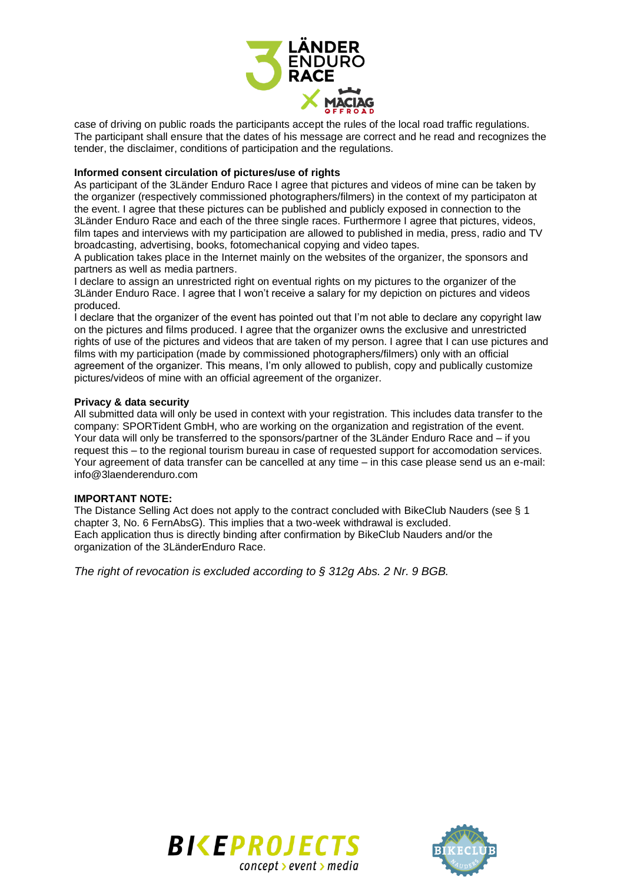case of driving on public roads the participants accept the rules of the local road traffic regulations. The participant shall ensure that the dates of his message are correct and he read and recognizes the tender, the disclaimer, conditions of participation and the regulations.

**Informed consent circulation of pictures/use of rights**

As participant of the 3Länder Enduro Race I agree that pictures and videos of mine can be taken by the organizer (respectively commissioned photographers/filmers) in the context of my participaton at the event. I agree that these pictures can be published and publicly exposed in connection to the 3Länder Enduro Race and each of the three single races. Furthermore I agree that pictures, videos, film tapes and interviews with my participation are allowed to published in media, press, radio and TV broadcasting, advertising, books, fotomechanical copying and video tapes.

A publication takes place in the Internet mainly on the websites of the organizer, the sponsors and partners as well as media partners.

I declare to assign an unrestricted right on eventual rights on my pictures to the organizer of the 3Länder Enduro Race. I agree that I won't receive a salary for my depiction on pictures and videos produced.

I declare that the organizer of the event has pointed out that I'm not able to declare any copyright law on the pictures and films produced. I agree that the organizer owns the exclusive and unrestricted rights of use of the pictures and videos that are taken of my person. I agree that I can use pictures and films with my participation (made by commissioned photographers/filmers) only with an official agreement of the organizer. This means, I'm only allowed to publish, copy and publically customize pictures/videos of mine with an official agreement of the organizer.

**Privacy & data security**

All submitted data will only be used in context with your registration. This includes data transfer to the company: SPORTident GmbH, who are working on the organization and registration of the event. Your data will only be transferred to the sponsors/partner of the 3Länder Enduro Race and – if you request this – to the regional tourism bureau in case of requested support for accomodation services. Your agreement of data transfer can be cancelled at any time – in this case please send us an e-mail: info@3laenderenduro.com

**IMPORTANT NOTE:**

The Distance Selling Act does not apply to the contract concluded with BikeClub Nauders (see § 1 chapter 3, No. 6 FernAbsG). This implies that a two-week withdrawal is excluded.
Each application thus is directly binding after confirmation by BikeClub Nauders and/or the organization of the 3LänderEnduro Race.

*The right of revocation is excluded according to § 312g Abs. 2 Nr. 9 BGB.*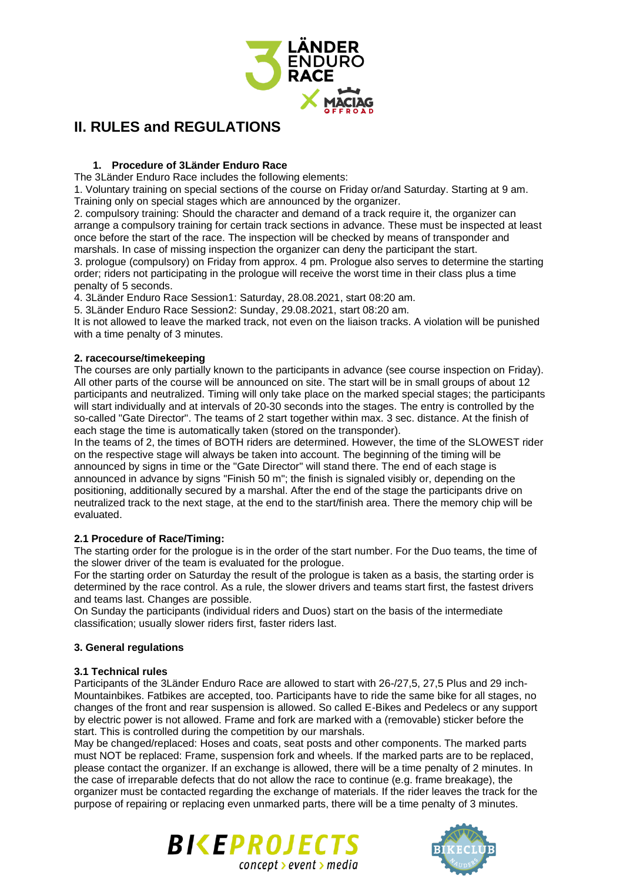## II. RULES and REGULATIONS

### 1. Procedure of 3Länder Enduro Race

The 3Länder Enduro Race includes the following elements:

1. Voluntary training on special sections of the course on Friday or/and Saturday. Starting at 9 am. Training only on special stages which are announced by the organizer.
2. compulsory training: Should the character and demand of a track require it, the organizer can arrange a compulsory training for certain track sections in advance. These must be inspected at least once before the start of the race. The inspection will be checked by means of transponder and marshals. In case of missing inspection the organizer can deny the participant the start.
3. prologue (compulsory) on Friday from approx. 4 pm. Prologue also serves to determine the starting order; riders not participating in the prologue will receive the worst time in their class plus a time penalty of 5 seconds.
4. 3Länder Enduro Race Session1: Saturday, 28.08.2021, start 08:20 am.
5. 3Länder Enduro Race Session2: Sunday, 29.08.2021, start 08:20 am.

It is not allowed to leave the marked track, not even on the liaison tracks. A violation will be punished with a time penalty of 3 minutes.

### 2. racecourse/timekeeping

The courses are only partially known to the participants in advance (see course inspection on Friday). All other parts of the course will be announced on site. The start will be in small groups of about 12 participants and neutralized. Timing will only take place on the marked special stages; the participants will start individually and at intervals of 20-30 seconds into the stages. The entry is controlled by the so-called "Gate Director". The teams of 2 start together within max. 3 sec. distance. At the finish of each stage the time is automatically taken (stored on the transponder).

In the teams of 2, the times of BOTH riders are determined. However, the time of the SLOWEST rider on the respective stage will always be taken into account. The beginning of the timing will be announced by signs in time or the "Gate Director" will stand there. The end of each stage is announced in advance by signs "Finish 50 m"; the finish is signaled visibly or, depending on the positioning, additionally secured by a marshal. After the end of the stage the participants drive on neutralized track to the next stage, at the end to the start/finish area. There the memory chip will be evaluated.

### 2.1 Procedure of Race/Timing:

The starting order for the prologue is in the order of the start number. For the Duo teams, the time of the slower driver of the team is evaluated for the prologue.

For the starting order on Saturday the result of the prologue is taken as a basis, the starting order is determined by the race control. As a rule, the slower drivers and teams start first, the fastest drivers and teams last. Changes are possible.

On Sunday the participants (individual riders and Duos) start on the basis of the intermediate classification; usually slower riders first, faster riders last.

### 3. General regulations

### 3.1 Technical rules

Participants of the 3Länder Enduro Race are allowed to start with 26-/27,5, 27,5 Plus and 29 inch-Mountainbikes. Fatbikes are accepted, too. Participants have to ride the same bike for all stages, no changes of the front and rear suspension is allowed. So called E-Bikes and Pedelecs or any support by electric power is not allowed. Frame and fork are marked with a (removable) sticker before the start. This is controlled during the competition by our marshals.

May be changed/replaced: Hoses and coats, seat posts and other components. The marked parts must NOT be replaced: Frame, suspension fork and wheels. If the marked parts are to be replaced, please contact the organizer. If an exchange is allowed, there will be a time penalty of 2 minutes. In the case of irreparable defects that do not allow the race to continue (e.g. frame breakage), the organizer must be contacted regarding the exchange of materials. If the rider leaves the track for the purpose of repairing or replacing even unmarked parts, there will be a time penalty of 3 minutes.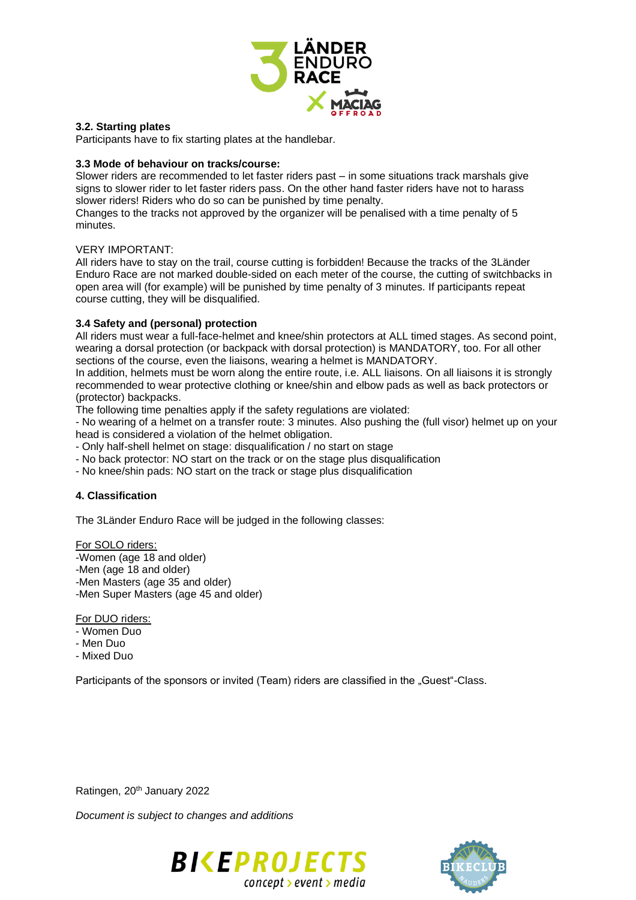### 3.2. Starting plates

Participants have to fix starting plates at the handlebar.

### 3.3 Mode of behaviour on tracks/course:

Slower riders are recommended to let faster riders past – in some situations track marshals give signs to slower rider to let faster riders pass. On the other hand faster riders have not to harass slower riders! Riders who do so can be punished by time penalty.
Changes to the tracks not approved by the organizer will be penalised with a time penalty of 5 minutes.

VERY IMPORTANT:
All riders have to stay on the trail, course cutting is forbidden! Because the tracks of the 3Länder Enduro Race are not marked double-sided on each meter of the course, the cutting of switchbacks in open area will (for example) will be punished by time penalty of 3 minutes. If participants repeat course cutting, they will be disqualified.

### 3.4 Safety and (personal) protection

All riders must wear a full-face-helmet and knee/shin protectors at ALL timed stages. As second point, wearing a dorsal protection (or backpack with dorsal protection) is MANDATORY, too. For all other sections of the course, even the liaisons, wearing a helmet is MANDATORY.
In addition, helmets must be worn along the entire route, i.e. ALL liaisons. On all liaisons it is strongly recommended to wear protective clothing or knee/shin and elbow pads as well as back protectors or (protector) backpacks.
The following time penalties apply if the safety regulations are violated:
- No wearing of a helmet on a transfer route: 3 minutes. Also pushing the (full visor) helmet up on your head is considered a violation of the helmet obligation.
- Only half-shell helmet on stage: disqualification / no start on stage
- No back protector: NO start on the track or on the stage plus disqualification
- No knee/shin pads: NO start on the track or stage plus disqualification

## 4. Classification

The 3Länder Enduro Race will be judged in the following classes:

For SOLO riders:
-Women (age 18 and older)
-Men (age 18 and older)
-Men Masters (age 35 and older)
-Men Super Masters (age 45 and older)

For DUO riders:
- Women Duo
- Men Duo
- Mixed Duo

Participants of the sponsors or invited (Team) riders are classified in the „Guest"-Class.

Ratingen, 20th January 2022

*Document is subject to changes and additions*